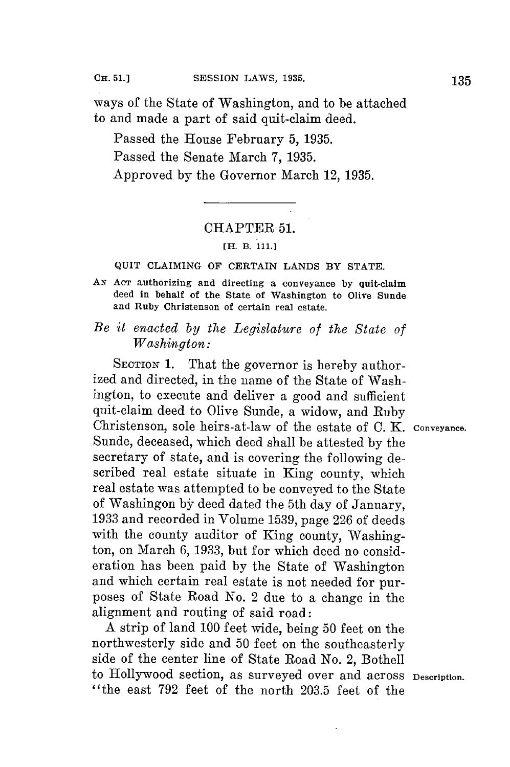ways of the State of Washington, and to be attached to and made a part of said quit-claim deed.

Passed the House February 5, 1935.

Passed the Senate March 7, 1935.

Approved by the Governor March 12, 1935.

## CHAPTER 51.

[H. B. 111.]

QUIT CLAIMING OF CERTAIN LANDS BY STATE.

AN ACT authorizing and directing a conveyance by quit-claim deed in behalf of the State of Washington to Olive Sunde and Ruby Christenson of certain real estate.

*Be it enacted by the Legislature of the State of Washington:*

SECTION 1. That the governor is hereby authorized and directed, in the name of the State of Washington, to execute and deliver a good and sufficient quit-claim deed to Olive Sunde, a widow, and Ruby Christenson, sole heirs-at-law of the estate of C. K. Sunde, deceased, which deed shall be attested by the secretary of state, and is covering the following described real estate situate in King county, which real estate was attempted to be conveyed to the State of Washingon by deed dated the 5th day of January, 1933 and recorded in Volume 1539, page 226 of deeds with the county auditor of King county, Washington, on March 6, 1933, but for which deed no consideration has been paid by the State of Washington and which certain real estate is not needed for purposes of State Road No. 2 due to a change in the alignment and routing of said road:

Conveyance.

A strip of land 100 feet wide, being 50 feet on the northwesterly side and 50 feet on the southeasterly side of the center line of State Road No. 2, Bothell to Hollywood section, as surveyed over and across "the east 792 feet of the north 203.5 feet of the

Description.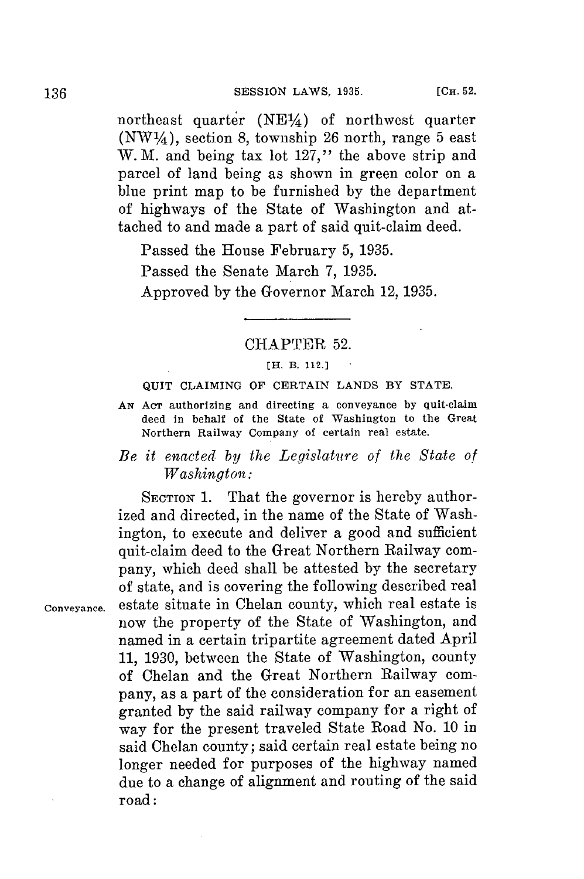northeast quarter (NE¼) of northwest quarter (NW¼), section 8, township 26 north, range 5 east W. M. and being tax lot 127," the above strip and parcel of land being as shown in green color on a blue print map to be furnished by the department of highways of the State of Washington and attached to and made a part of said quit-claim deed.

Passed the House February 5, 1935.

Passed the Senate March 7, 1935.

Approved by the Governor March 12, 1935.

## CHAPTER 52.

[H. B. 112.]

QUIT CLAIMING OF CERTAIN LANDS BY STATE.

AN ACT authorizing and directing a conveyance by quit-claim deed in behalf of the State of Washington to the Great Northern Railway Company of certain real estate.

*Be it enacted by the Legislature of the State of Washington:*

SECTION 1. That the governor is hereby authorized and directed, in the name of the State of Washington, to execute and deliver a good and sufficient quit-claim deed to the Great Northern Railway company, which deed shall be attested by the secretary of state, and is covering the following described real estate situate in Chelan county, which real estate is now the property of the State of Washington, and named in a certain tripartite agreement dated April 11, 1930, between the State of Washington, county of Chelan and the Great Northern Railway company, as a part of the consideration for an easement granted by the said railway company for a right of way for the present traveled State Road No. 10 in said Chelan county; said certain real estate being no longer needed for purposes of the highway named due to a change of alignment and routing of the said road:

Conveyance.